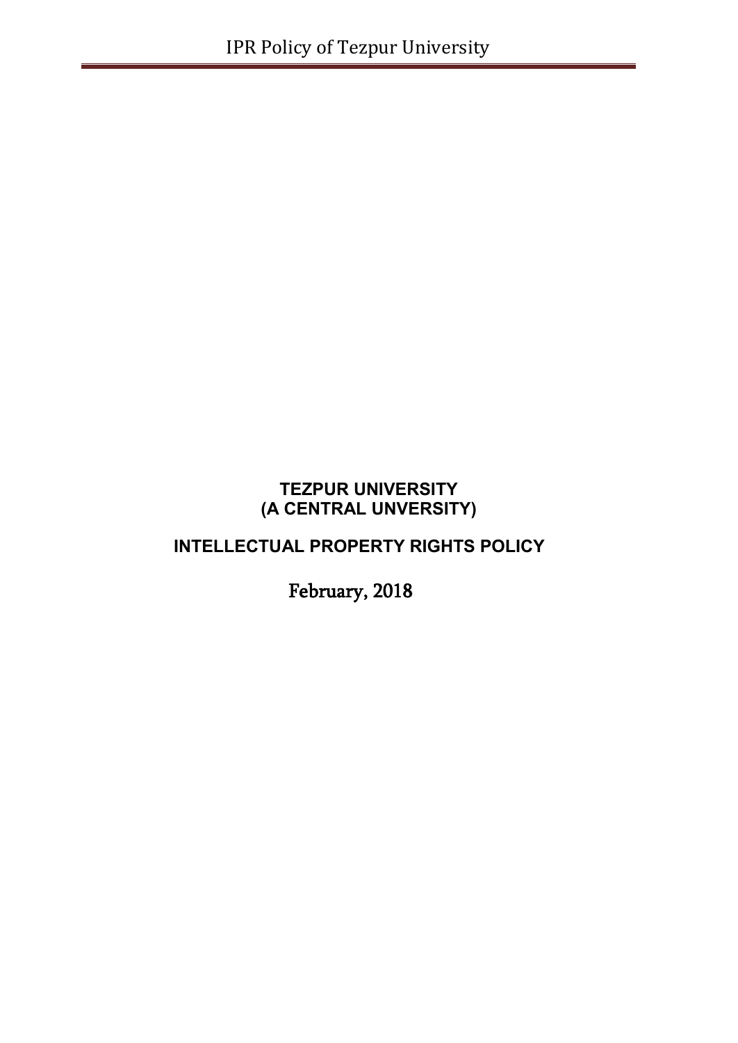**TEZPUR UNIVERSITY**
**(A CENTRAL UNVERSITY)**

# INTELLECTUAL PROPERTY RIGHTS POLICY

February, 2018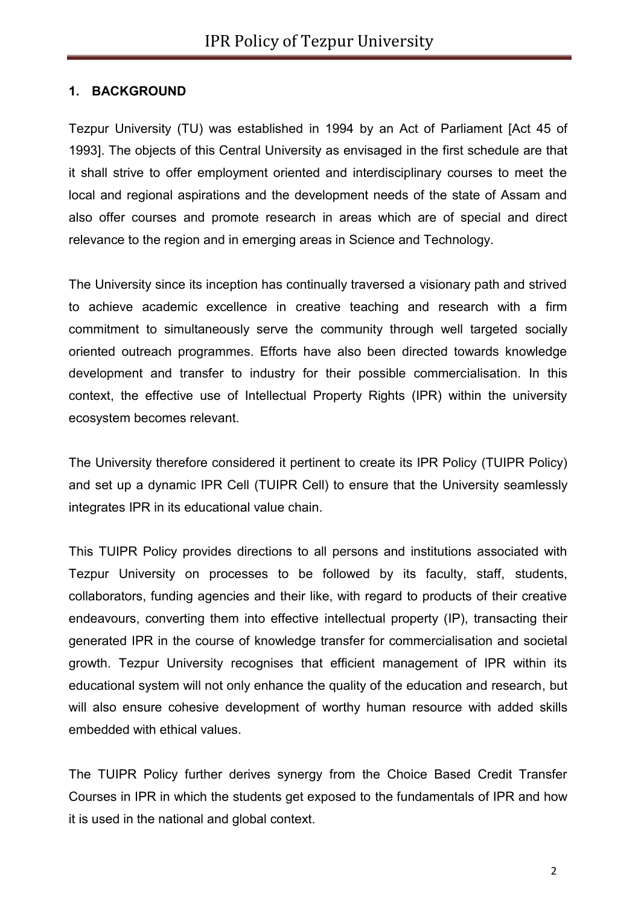## 1. BACKGROUND

Tezpur University (TU) was established in 1994 by an Act of Parliament [Act 45 of 1993]. The objects of this Central University as envisaged in the first schedule are that it shall strive to offer employment oriented and interdisciplinary courses to meet the local and regional aspirations and the development needs of the state of Assam and also offer courses and promote research in areas which are of special and direct relevance to the region and in emerging areas in Science and Technology.

The University since its inception has continually traversed a visionary path and strived to achieve academic excellence in creative teaching and research with a firm commitment to simultaneously serve the community through well targeted socially oriented outreach programmes. Efforts have also been directed towards knowledge development and transfer to industry for their possible commercialisation. In this context, the effective use of Intellectual Property Rights (IPR) within the university ecosystem becomes relevant.

The University therefore considered it pertinent to create its IPR Policy (TUIPR Policy) and set up a dynamic IPR Cell (TUIPR Cell) to ensure that the University seamlessly integrates IPR in its educational value chain.

This TUIPR Policy provides directions to all persons and institutions associated with Tezpur University on processes to be followed by its faculty, staff, students, collaborators, funding agencies and their like, with regard to products of their creative endeavours, converting them into effective intellectual property (IP), transacting their generated IPR in the course of knowledge transfer for commercialisation and societal growth. Tezpur University recognises that efficient management of IPR within its educational system will not only enhance the quality of the education and research, but will also ensure cohesive development of worthy human resource with added skills embedded with ethical values.

The TUIPR Policy further derives synergy from the Choice Based Credit Transfer Courses in IPR in which the students get exposed to the fundamentals of IPR and how it is used in the national and global context.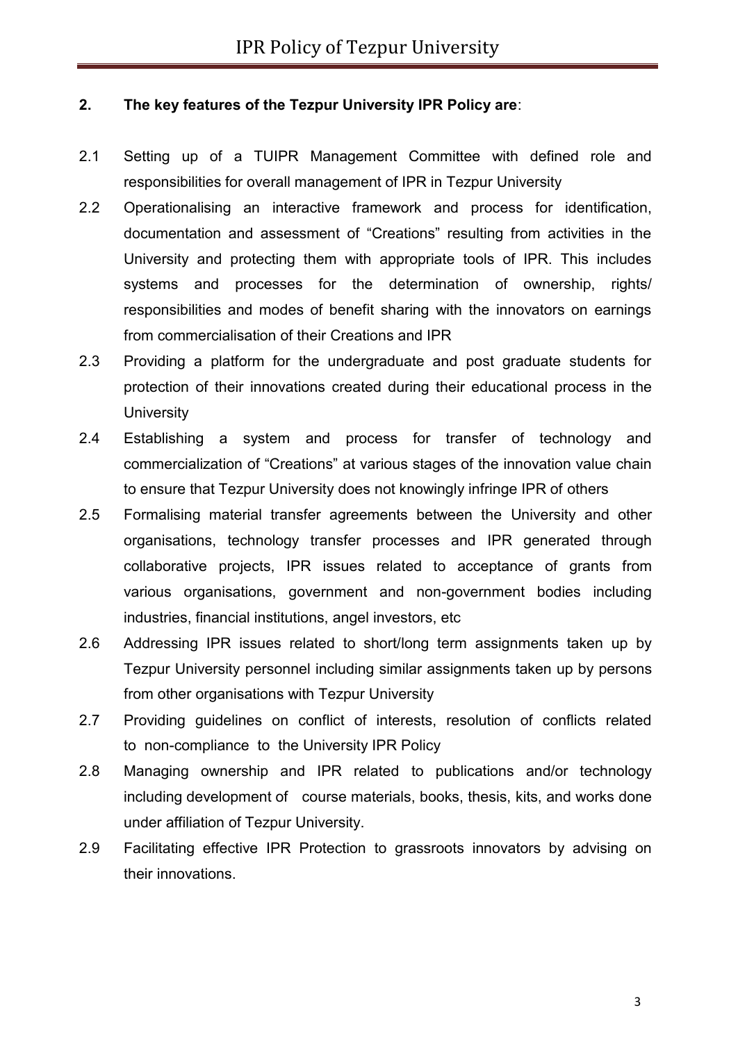## 2. The key features of the Tezpur University IPR Policy are:

2.1 Setting up of a TUIPR Management Committee with defined role and responsibilities for overall management of IPR in Tezpur University

2.2 Operationalising an interactive framework and process for identification, documentation and assessment of "Creations" resulting from activities in the University and protecting them with appropriate tools of IPR. This includes systems and processes for the determination of ownership, rights/ responsibilities and modes of benefit sharing with the innovators on earnings from commercialisation of their Creations and IPR

2.3 Providing a platform for the undergraduate and post graduate students for protection of their innovations created during their educational process in the University

2.4 Establishing a system and process for transfer of technology and commercialization of "Creations" at various stages of the innovation value chain to ensure that Tezpur University does not knowingly infringe IPR of others

2.5 Formalising material transfer agreements between the University and other organisations, technology transfer processes and IPR generated through collaborative projects, IPR issues related to acceptance of grants from various organisations, government and non-government bodies including industries, financial institutions, angel investors, etc

2.6 Addressing IPR issues related to short/long term assignments taken up by Tezpur University personnel including similar assignments taken up by persons from other organisations with Tezpur University

2.7 Providing guidelines on conflict of interests, resolution of conflicts related to non-compliance to the University IPR Policy

2.8 Managing ownership and IPR related to publications and/or technology including development of course materials, books, thesis, kits, and works done under affiliation of Tezpur University.

2.9 Facilitating effective IPR Protection to grassroots innovators by advising on their innovations.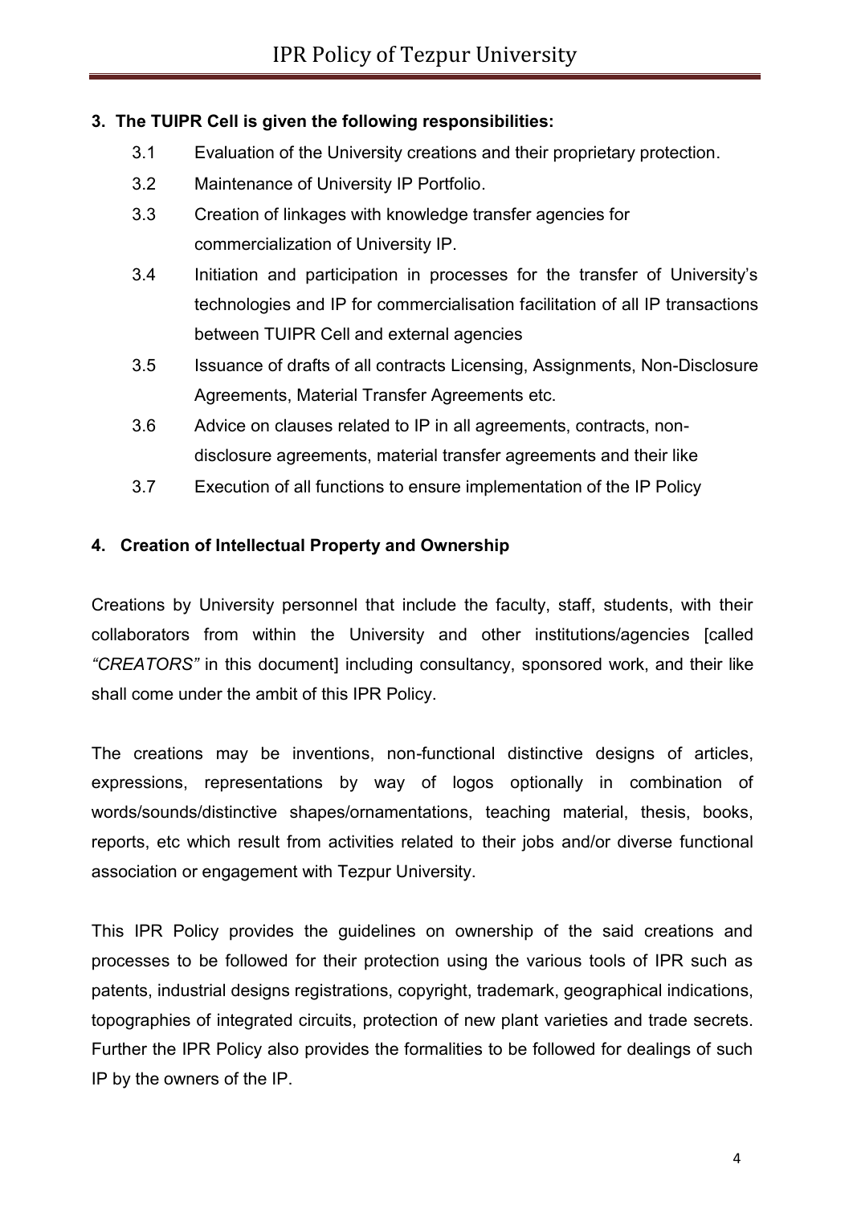## 3. The TUIPR Cell is given the following responsibilities:

3.1 Evaluation of the University creations and their proprietary protection.

3.2 Maintenance of University IP Portfolio.

3.3 Creation of linkages with knowledge transfer agencies for commercialization of University IP.

3.4 Initiation and participation in processes for the transfer of University's technologies and IP for commercialisation facilitation of all IP transactions between TUIPR Cell and external agencies

3.5 Issuance of drafts of all contracts Licensing, Assignments, Non-Disclosure Agreements, Material Transfer Agreements etc.

3.6 Advice on clauses related to IP in all agreements, contracts, non-disclosure agreements, material transfer agreements and their like

3.7 Execution of all functions to ensure implementation of the IP Policy

## 4. Creation of Intellectual Property and Ownership

Creations by University personnel that include the faculty, staff, students, with their collaborators from within the University and other institutions/agencies [called *"CREATORS"* in this document] including consultancy, sponsored work, and their like shall come under the ambit of this IPR Policy.

The creations may be inventions, non-functional distinctive designs of articles, expressions, representations by way of logos optionally in combination of words/sounds/distinctive shapes/ornamentations, teaching material, thesis, books, reports, etc which result from activities related to their jobs and/or diverse functional association or engagement with Tezpur University.

This IPR Policy provides the guidelines on ownership of the said creations and processes to be followed for their protection using the various tools of IPR such as patents, industrial designs registrations, copyright, trademark, geographical indications, topographies of integrated circuits, protection of new plant varieties and trade secrets. Further the IPR Policy also provides the formalities to be followed for dealings of such IP by the owners of the IP.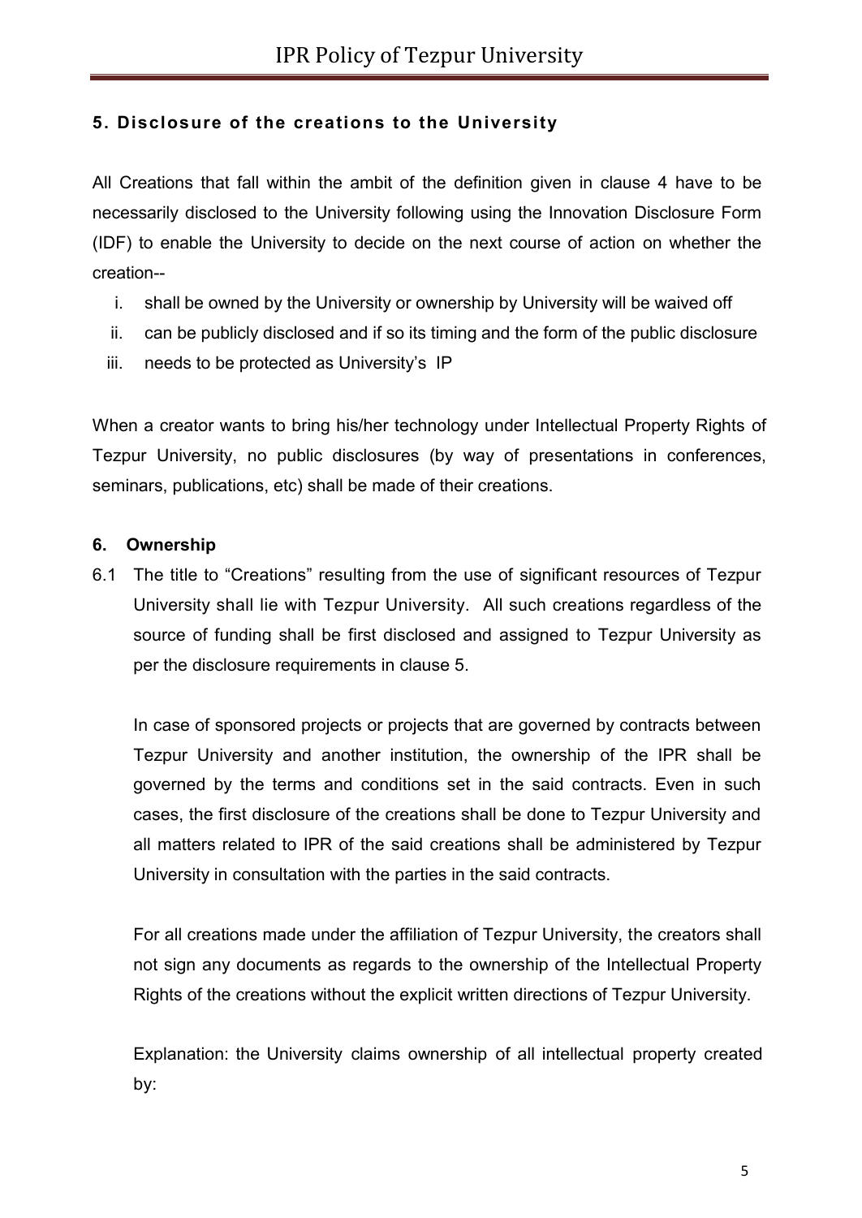## 5. Disclosure of the creations to the University

All Creations that fall within the ambit of the definition given in clause 4 have to be necessarily disclosed to the University following using the Innovation Disclosure Form (IDF) to enable the University to decide on the next course of action on whether the creation--

i. shall be owned by the University or ownership by University will be waived off
ii. can be publicly disclosed and if so its timing and the form of the public disclosure
iii. needs to be protected as University's IP

When a creator wants to bring his/her technology under Intellectual Property Rights of Tezpur University, no public disclosures (by way of presentations in conferences, seminars, publications, etc) shall be made of their creations.

## 6. Ownership

6.1 The title to "Creations" resulting from the use of significant resources of Tezpur University shall lie with Tezpur University. All such creations regardless of the source of funding shall be first disclosed and assigned to Tezpur University as per the disclosure requirements in clause 5.

In case of sponsored projects or projects that are governed by contracts between Tezpur University and another institution, the ownership of the IPR shall be governed by the terms and conditions set in the said contracts. Even in such cases, the first disclosure of the creations shall be done to Tezpur University and all matters related to IPR of the said creations shall be administered by Tezpur University in consultation with the parties in the said contracts.

For all creations made under the affiliation of Tezpur University, the creators shall not sign any documents as regards to the ownership of the Intellectual Property Rights of the creations without the explicit written directions of Tezpur University.

Explanation: the University claims ownership of all intellectual property created by: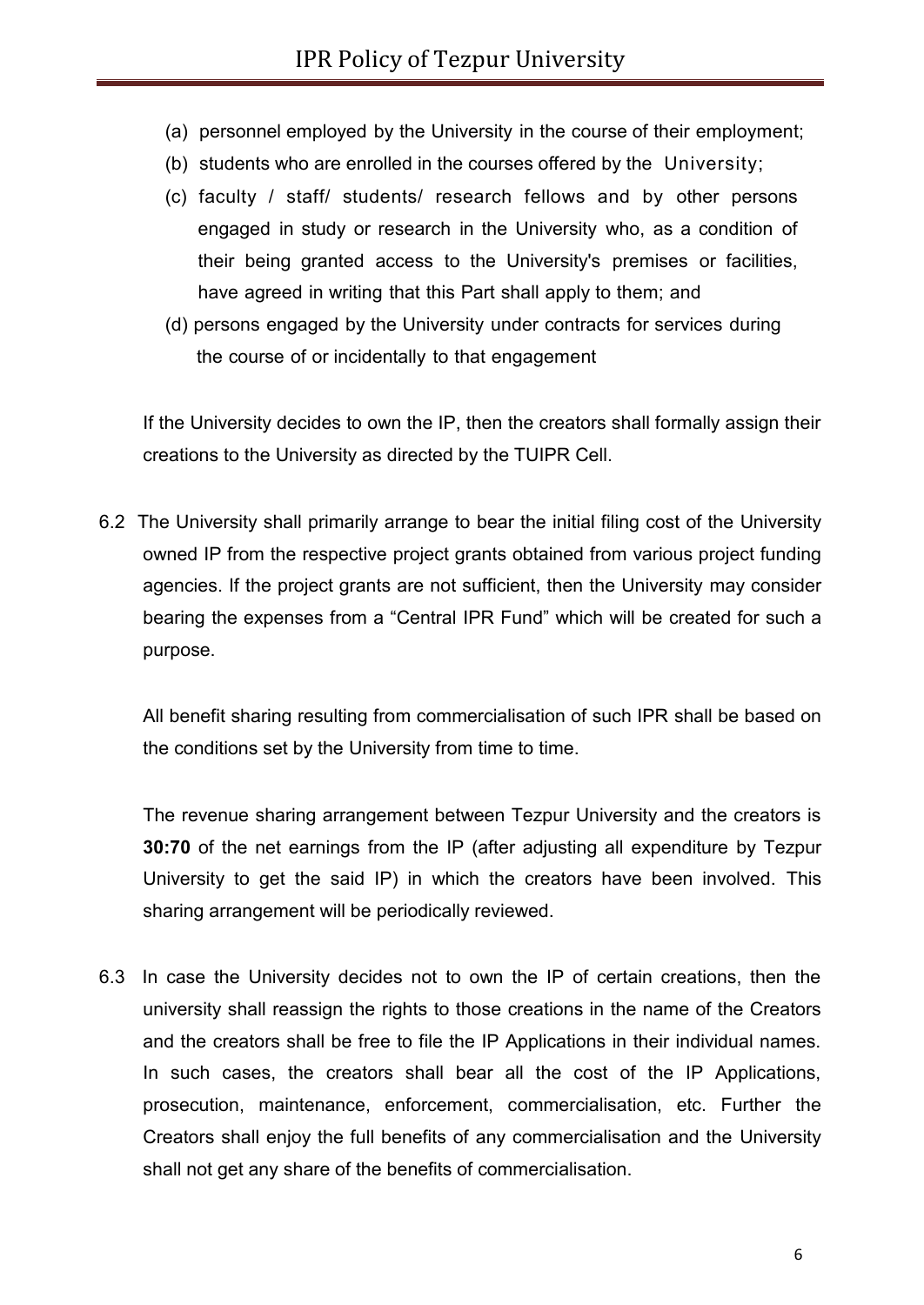(a) personnel employed by the University in the course of their employment;

(b) students who are enrolled in the courses offered by the University;

(c) faculty / staff/ students/ research fellows and by other persons engaged in study or research in the University who, as a condition of their being granted access to the University's premises or facilities, have agreed in writing that this Part shall apply to them; and

(d) persons engaged by the University under contracts for services during the course of or incidentally to that engagement

If the University decides to own the IP, then the creators shall formally assign their creations to the University as directed by the TUIPR Cell.

6.2 The University shall primarily arrange to bear the initial filing cost of the University owned IP from the respective project grants obtained from various project funding agencies. If the project grants are not sufficient, then the University may consider bearing the expenses from a "Central IPR Fund" which will be created for such a purpose.

All benefit sharing resulting from commercialisation of such IPR shall be based on the conditions set by the University from time to time.

The revenue sharing arrangement between Tezpur University and the creators is **30:70** of the net earnings from the IP (after adjusting all expenditure by Tezpur University to get the said IP) in which the creators have been involved. This sharing arrangement will be periodically reviewed.

6.3 In case the University decides not to own the IP of certain creations, then the university shall reassign the rights to those creations in the name of the Creators and the creators shall be free to file the IP Applications in their individual names. In such cases, the creators shall bear all the cost of the IP Applications, prosecution, maintenance, enforcement, commercialisation, etc. Further the Creators shall enjoy the full benefits of any commercialisation and the University shall not get any share of the benefits of commercialisation.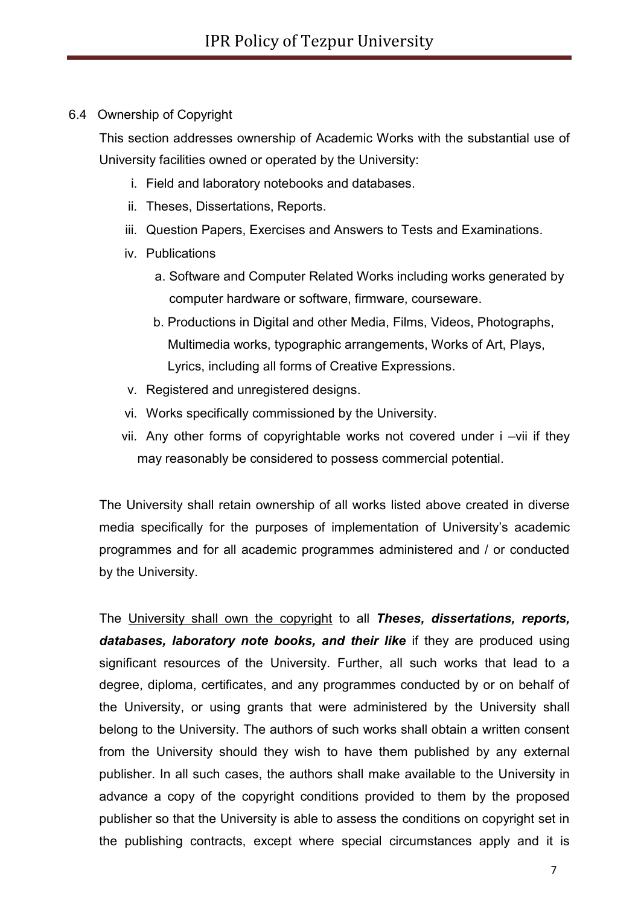### 6.4 Ownership of Copyright

This section addresses ownership of Academic Works with the substantial use of University facilities owned or operated by the University:

i. Field and laboratory notebooks and databases.
ii. Theses, Dissertations, Reports.
iii. Question Papers, Exercises and Answers to Tests and Examinations.
iv. Publications
   a. Software and Computer Related Works including works generated by computer hardware or software, firmware, courseware.
   b. Productions in Digital and other Media, Films, Videos, Photographs, Multimedia works, typographic arrangements, Works of Art, Plays, Lyrics, including all forms of Creative Expressions.
v. Registered and unregistered designs.
vi. Works specifically commissioned by the University.
vii. Any other forms of copyrightable works not covered under i –vii if they may reasonably be considered to possess commercial potential.

The University shall retain ownership of all works listed above created in diverse media specifically for the purposes of implementation of University's academic programmes and for all academic programmes administered and / or conducted by the University.

The <u>University shall own the copyright</u> to all ***Theses, dissertations, reports, databases, laboratory note books, and their like*** if they are produced using significant resources of the University. Further, all such works that lead to a degree, diploma, certificates, and any programmes conducted by or on behalf of the University, or using grants that were administered by the University shall belong to the University. The authors of such works shall obtain a written consent from the University should they wish to have them published by any external publisher. In all such cases, the authors shall make available to the University in advance a copy of the copyright conditions provided to them by the proposed publisher so that the University is able to assess the conditions on copyright set in the publishing contracts, except where special circumstances apply and it is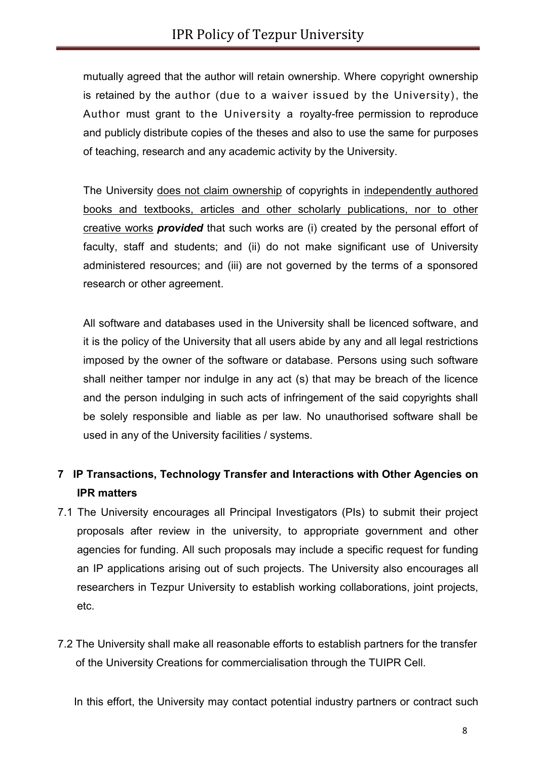mutually agreed that the author will retain ownership. Where copyright ownership is retained by the author (due to a waiver issued by the University), the Author must grant to the University a royalty-free permission to reproduce and publicly distribute copies of the theses and also to use the same for purposes of teaching, research and any academic activity by the University.

The University <u>does not claim ownership</u> of copyrights in <u>independently authored books and textbooks, articles and other scholarly publications, nor to other creative works</u> ***provided*** that such works are (i) created by the personal effort of faculty, staff and students; and (ii) do not make significant use of University administered resources; and (iii) are not governed by the terms of a sponsored research or other agreement.

All software and databases used in the University shall be licenced software, and it is the policy of the University that all users abide by any and all legal restrictions imposed by the owner of the software or database. Persons using such software shall neither tamper nor indulge in any act (s) that may be breach of the licence and the person indulging in such acts of infringement of the said copyrights shall be solely responsible and liable as per law. No unauthorised software shall be used in any of the University facilities / systems.

## 7 IP Transactions, Technology Transfer and Interactions with Other Agencies on IPR matters

7.1 The University encourages all Principal Investigators (PIs) to submit their project proposals after review in the university, to appropriate government and other agencies for funding. All such proposals may include a specific request for funding an IP applications arising out of such projects. The University also encourages all researchers in Tezpur University to establish working collaborations, joint projects, etc.

7.2 The University shall make all reasonable efforts to establish partners for the transfer of the University Creations for commercialisation through the TUIPR Cell.

In this effort, the University may contact potential industry partners or contract such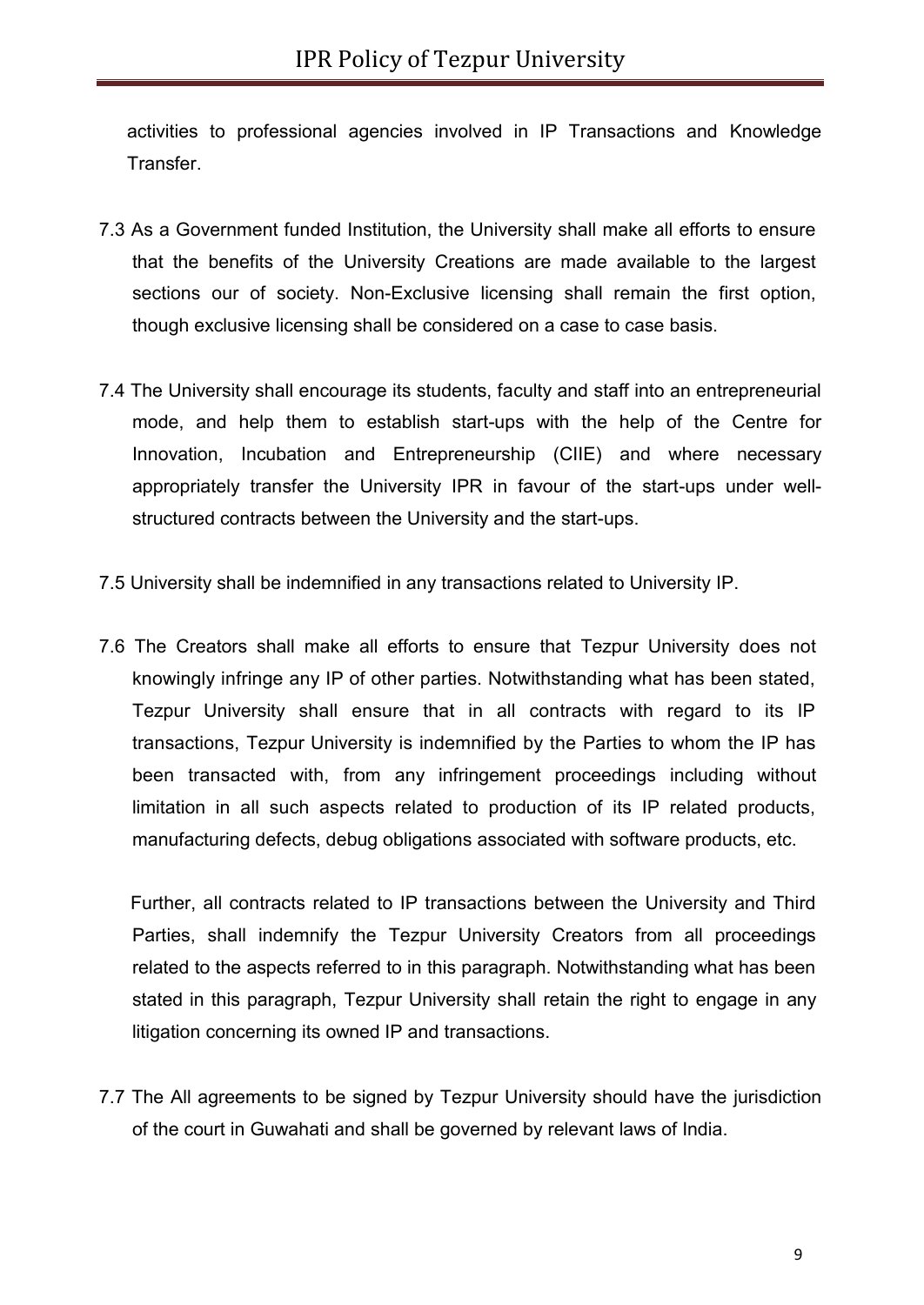activities to professional agencies involved in IP Transactions and Knowledge Transfer.

7.3 As a Government funded Institution, the University shall make all efforts to ensure that the benefits of the University Creations are made available to the largest sections our of society. Non-Exclusive licensing shall remain the first option, though exclusive licensing shall be considered on a case to case basis.

7.4 The University shall encourage its students, faculty and staff into an entrepreneurial mode, and help them to establish start-ups with the help of the Centre for Innovation, Incubation and Entrepreneurship (CIIE) and where necessary appropriately transfer the University IPR in favour of the start-ups under well-structured contracts between the University and the start-ups.

7.5 University shall be indemnified in any transactions related to University IP.

7.6 The Creators shall make all efforts to ensure that Tezpur University does not knowingly infringe any IP of other parties. Notwithstanding what has been stated, Tezpur University shall ensure that in all contracts with regard to its IP transactions, Tezpur University is indemnified by the Parties to whom the IP has been transacted with, from any infringement proceedings including without limitation in all such aspects related to production of its IP related products, manufacturing defects, debug obligations associated with software products, etc.

Further, all contracts related to IP transactions between the University and Third Parties, shall indemnify the Tezpur University Creators from all proceedings related to the aspects referred to in this paragraph. Notwithstanding what has been stated in this paragraph, Tezpur University shall retain the right to engage in any litigation concerning its owned IP and transactions.

7.7 The All agreements to be signed by Tezpur University should have the jurisdiction of the court in Guwahati and shall be governed by relevant laws of India.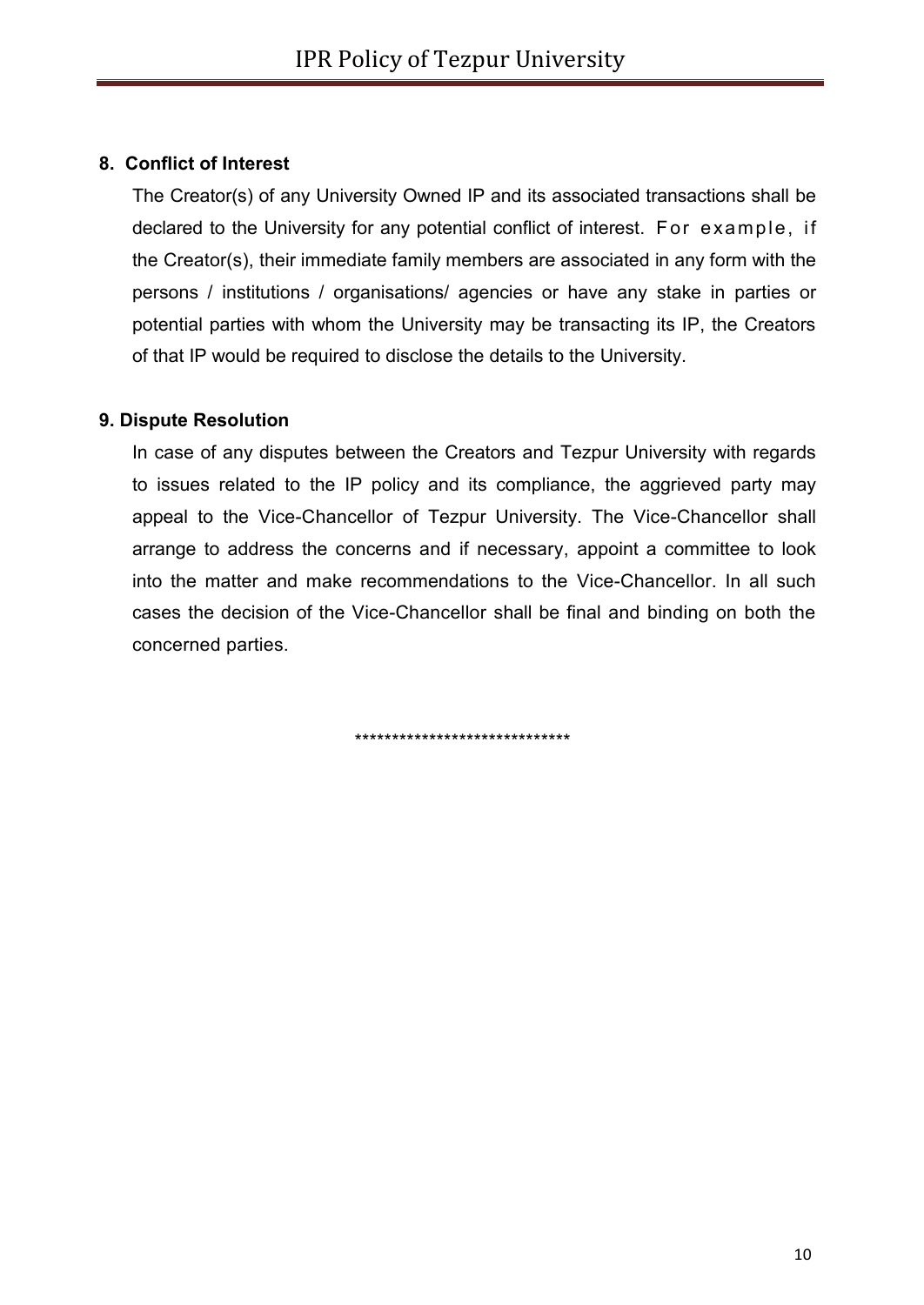## 8. Conflict of Interest

The Creator(s) of any University Owned IP and its associated transactions shall be declared to the University for any potential conflict of interest. For example, if the Creator(s), their immediate family members are associated in any form with the persons / institutions / organisations/ agencies or have any stake in parties or potential parties with whom the University may be transacting its IP, the Creators of that IP would be required to disclose the details to the University.

## 9. Dispute Resolution

In case of any disputes between the Creators and Tezpur University with regards to issues related to the IP policy and its compliance, the aggrieved party may appeal to the Vice-Chancellor of Tezpur University. The Vice-Chancellor shall arrange to address the concerns and if necessary, appoint a committee to look into the matter and make recommendations to the Vice-Chancellor. In all such cases the decision of the Vice-Chancellor shall be final and binding on both the concerned parties.

*****************************